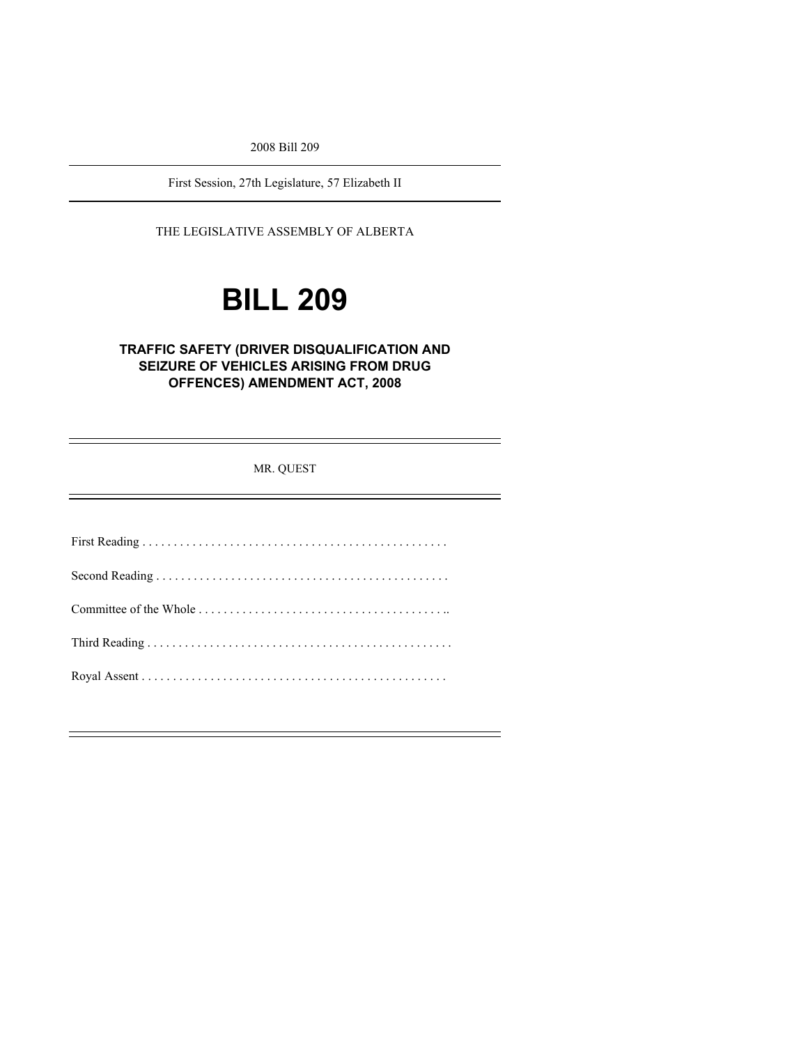2008 Bill 209

First Session, 27th Legislature, 57 Elizabeth II

THE LEGISLATIVE ASSEMBLY OF ALBERTA

# BILL 209

## TRAFFIC SAFETY (DRIVER DISQUALIFICATION AND SEIZURE OF VEHICLES ARISING FROM DRUG OFFENCES) AMENDMENT ACT, 2008

MR. QUEST

First Reading . . . . . . . . . . . . . . . . . . . . . . . . . . . . . . . . . . . . . . . . . . . . . . . .

Second Reading . . . . . . . . . . . . . . . . . . . . . . . . . . . . . . . . . . . . . . . . . . . . . .

Committee of the Whole . . . . . . . . . . . . . . . . . . . . . . . . . . . . . . . . . . . . . . ..

Third Reading . . . . . . . . . . . . . . . . . . . . . . . . . . . . . . . . . . . . . . . . . . . . . . . .

Royal Assent . . . . . . . . . . . . . . . . . . . . . . . . . . . . . . . . . . . . . . . . . . . . . . . .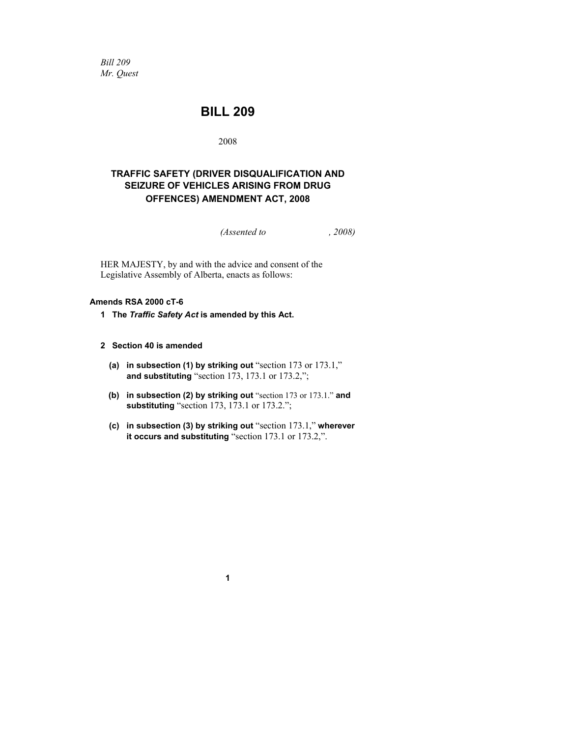*Bill 209*
*Mr. Quest*

# BILL 209

2008

## TRAFFIC SAFETY (DRIVER DISQUALIFICATION AND SEIZURE OF VEHICLES ARISING FROM DRUG OFFENCES) AMENDMENT ACT, 2008

*(Assented to , 2008)*

HER MAJESTY, by and with the advice and consent of the Legislative Assembly of Alberta, enacts as follows:

**Amends RSA 2000 cT-6**

**1 The *Traffic Safety Act* is amended by this Act.**

**2 Section 40 is amended**

**(a) in subsection (1) by striking out** "section 173 or 173.1," **and substituting** "section 173, 173.1 or 173.2,";

**(b) in subsection (2) by striking out** "section 173 or 173.1." **and substituting** "section 173, 173.1 or 173.2.";

**(c) in subsection (3) by striking out** "section 173.1," **wherever it occurs and substituting** "section 173.1 or 173.2,".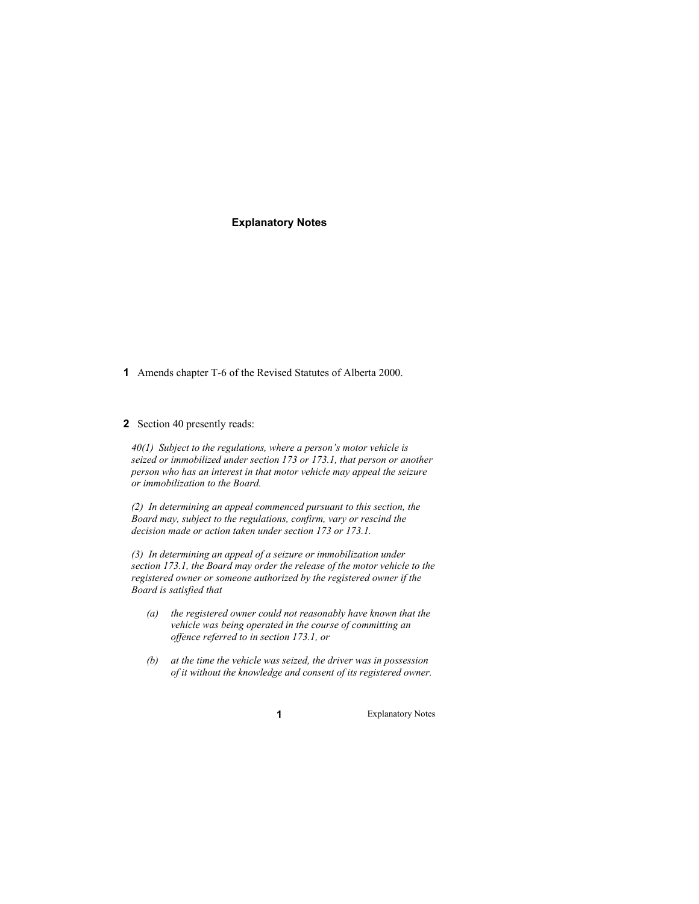# Explanatory Notes

**1** Amends chapter T-6 of the Revised Statutes of Alberta 2000.

**2** Section 40 presently reads:

*40(1) Subject to the regulations, where a person's motor vehicle is seized or immobilized under section 173 or 173.1, that person or another person who has an interest in that motor vehicle may appeal the seizure or immobilization to the Board.*

*(2) In determining an appeal commenced pursuant to this section, the Board may, subject to the regulations, confirm, vary or rescind the decision made or action taken under section 173 or 173.1.*

*(3) In determining an appeal of a seizure or immobilization under section 173.1, the Board may order the release of the motor vehicle to the registered owner or someone authorized by the registered owner if the Board is satisfied that*

- *(a) the registered owner could not reasonably have known that the vehicle was being operated in the course of committing an offence referred to in section 173.1, or*
- *(b) at the time the vehicle was seized, the driver was in possession of it without the knowledge and consent of its registered owner.*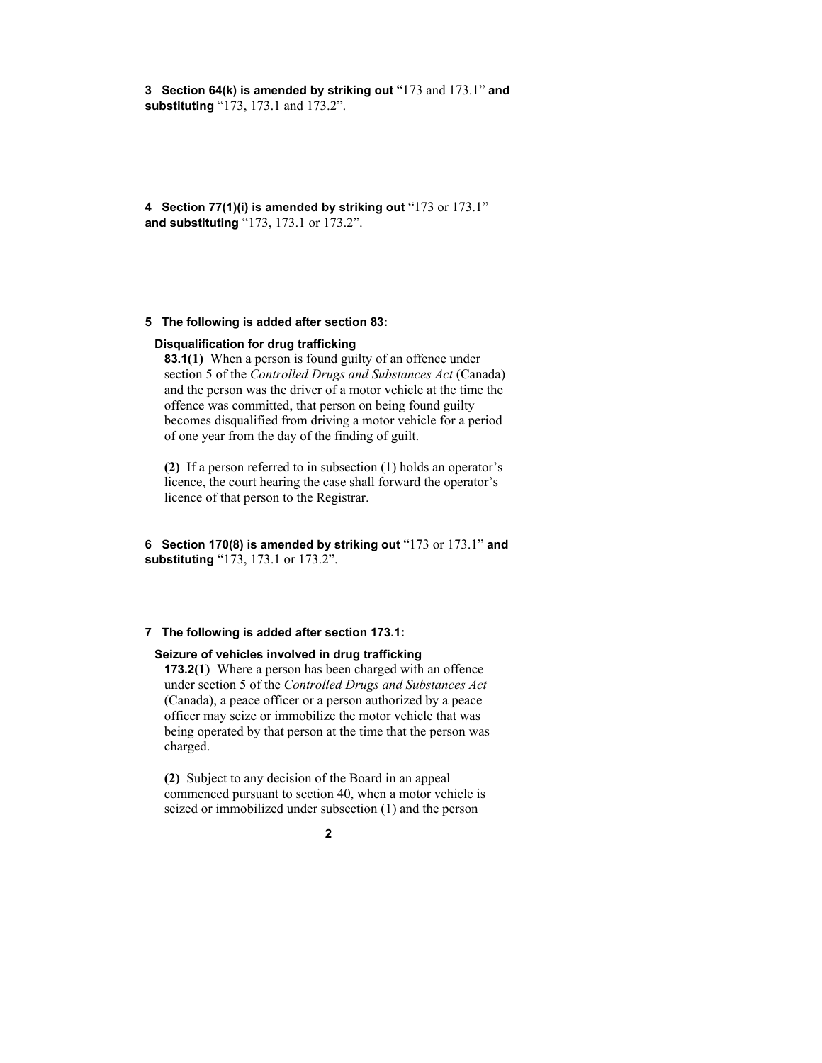**3 Section 64(k) is amended by striking out** "173 and 173.1" **and substituting** "173, 173.1 and 173.2".

**4 Section 77(1)(i) is amended by striking out** "173 or 173.1" **and substituting** "173, 173.1 or 173.2".

**5 The following is added after section 83:**

**Disqualification for drug trafficking**

**83.1(1)** When a person is found guilty of an offence under section 5 of the *Controlled Drugs and Substances Act* (Canada) and the person was the driver of a motor vehicle at the time the offence was committed, that person on being found guilty becomes disqualified from driving a motor vehicle for a period of one year from the day of the finding of guilt.

**(2)** If a person referred to in subsection (1) holds an operator's licence, the court hearing the case shall forward the operator's licence of that person to the Registrar.

**6 Section 170(8) is amended by striking out** "173 or 173.1" **and substituting** "173, 173.1 or 173.2".

**7 The following is added after section 173.1:**

**Seizure of vehicles involved in drug trafficking**

**173.2(1)** Where a person has been charged with an offence under section 5 of the *Controlled Drugs and Substances Act* (Canada), a peace officer or a person authorized by a peace officer may seize or immobilize the motor vehicle that was being operated by that person at the time that the person was charged.

**(2)** Subject to any decision of the Board in an appeal commenced pursuant to section 40, when a motor vehicle is seized or immobilized under subsection (1) and the person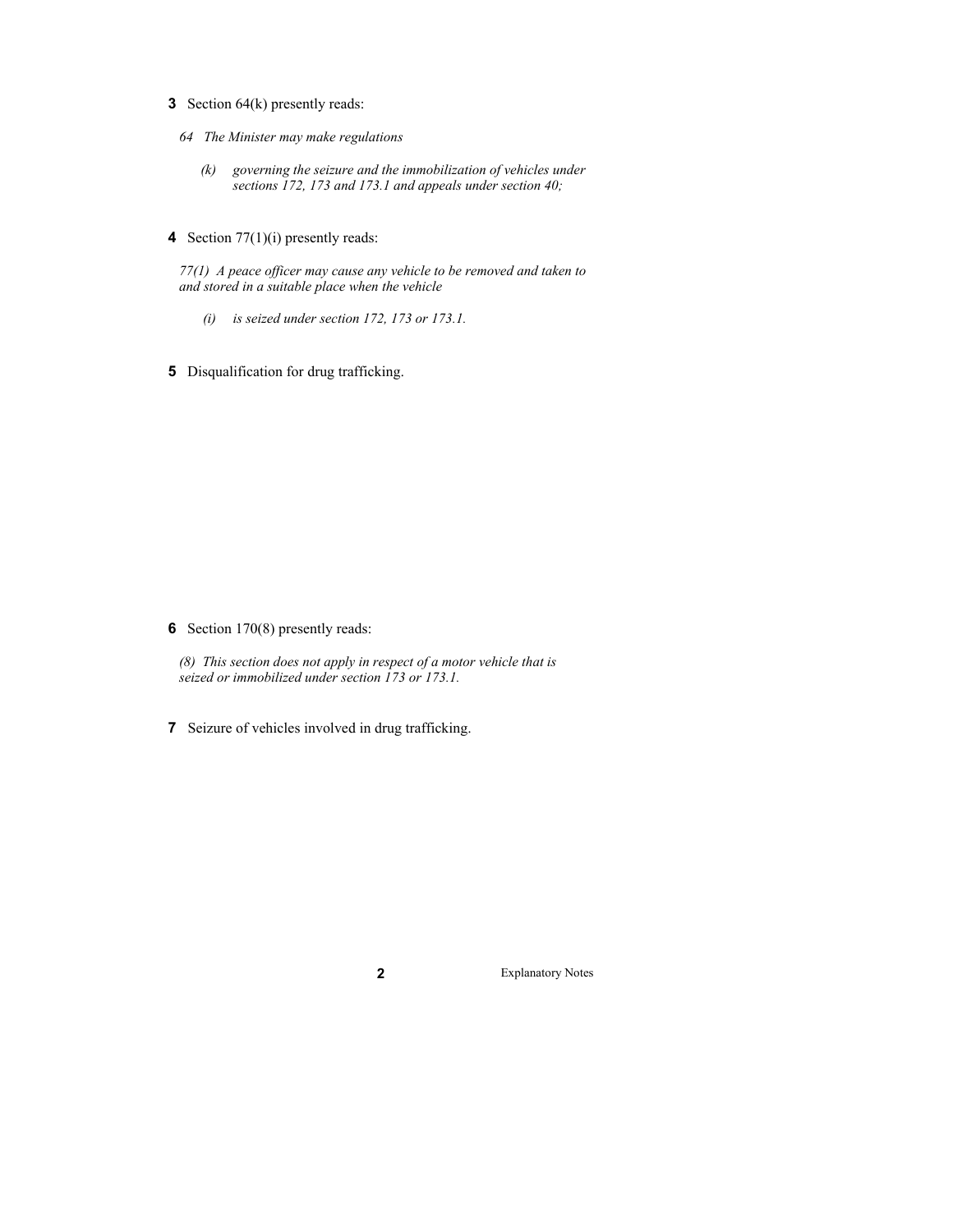**3** Section 64(k) presently reads:

*64 The Minister may make regulations*

*(k) governing the seizure and the immobilization of vehicles under sections 172, 173 and 173.1 and appeals under section 40;*

**4** Section 77(1)(i) presently reads:

*77(1) A peace officer may cause any vehicle to be removed and taken to and stored in a suitable place when the vehicle*

*(i) is seized under section 172, 173 or 173.1.*

**5** Disqualification for drug trafficking.

**6** Section 170(8) presently reads:

*(8) This section does not apply in respect of a motor vehicle that is seized or immobilized under section 173 or 173.1.*

**7** Seizure of vehicles involved in drug trafficking.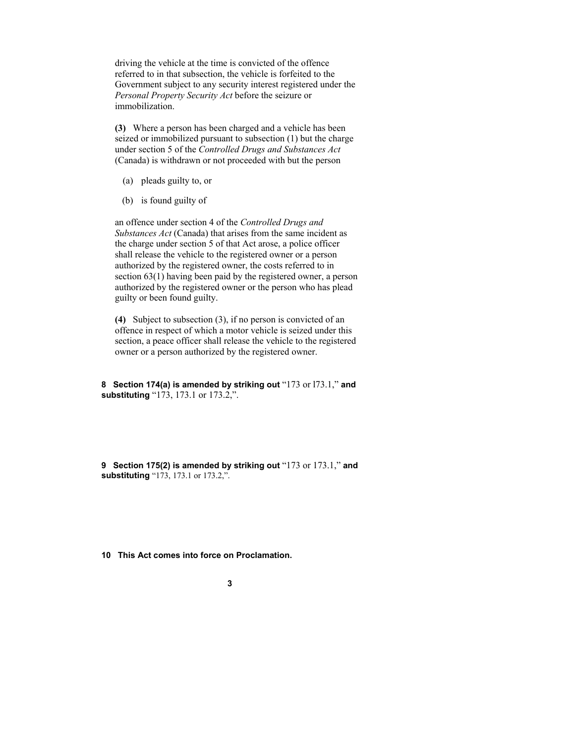driving the vehicle at the time is convicted of the offence referred to in that subsection, the vehicle is forfeited to the Government subject to any security interest registered under the *Personal Property Security Act* before the seizure or immobilization.

**(3)** Where a person has been charged and a vehicle has been seized or immobilized pursuant to subsection (1) but the charge under section 5 of the *Controlled Drugs and Substances Act* (Canada) is withdrawn or not proceeded with but the person

(a) pleads guilty to, or

(b) is found guilty of

an offence under section 4 of the *Controlled Drugs and Substances Act* (Canada) that arises from the same incident as the charge under section 5 of that Act arose, a police officer shall release the vehicle to the registered owner or a person authorized by the registered owner, the costs referred to in section 63(1) having been paid by the registered owner, a person authorized by the registered owner or the person who has plead guilty or been found guilty.

**(4)** Subject to subsection (3), if no person is convicted of an offence in respect of which a motor vehicle is seized under this section, a peace officer shall release the vehicle to the registered owner or a person authorized by the registered owner.

**8 Section 174(a) is amended by striking out** "173 or l73.1," **and substituting** "173, 173.1 or 173.2,".

**9 Section 175(2) is amended by striking out** "173 or 173.1," **and substituting** "173, 173.1 or 173.2,".

**10 This Act comes into force on Proclamation.**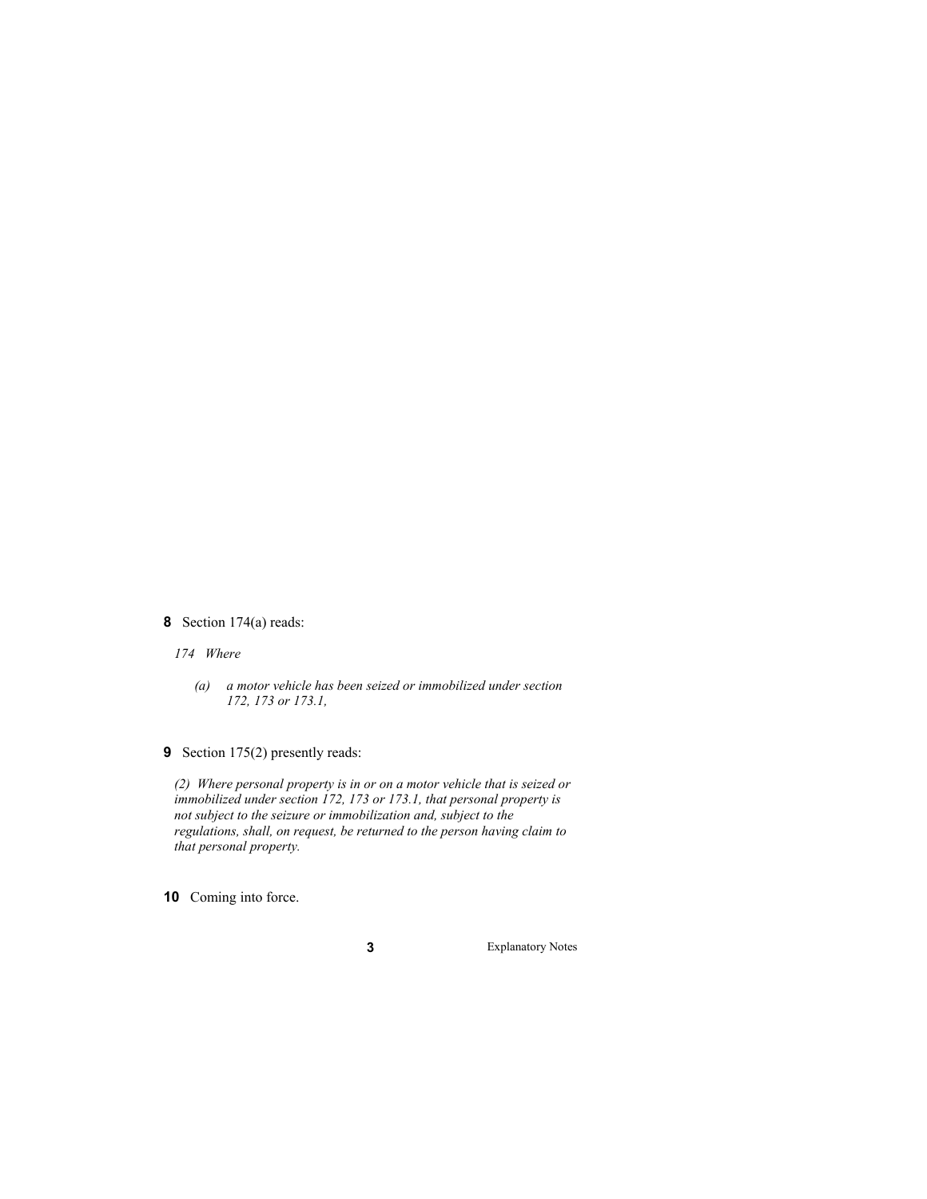**8** Section 174(a) reads:

*174 Where*

*(a) a motor vehicle has been seized or immobilized under section 172, 173 or 173.1,*

**9** Section 175(2) presently reads:

*(2) Where personal property is in or on a motor vehicle that is seized or immobilized under section 172, 173 or 173.1, that personal property is not subject to the seizure or immobilization and, subject to the regulations, shall, on request, be returned to the person having claim to that personal property.*

**10** Coming into force.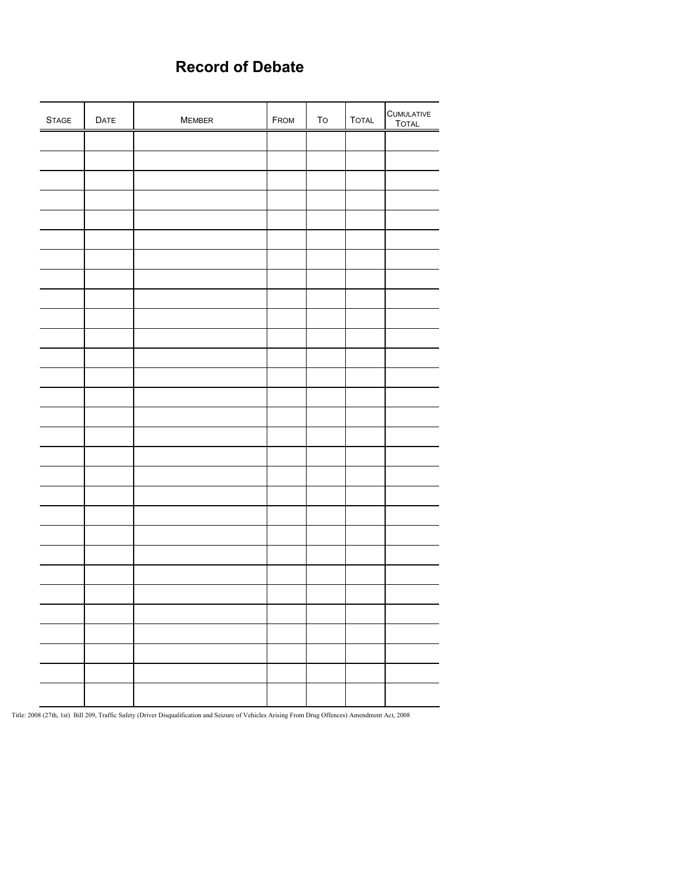# Record of Debate

| Stage | Date | Member | From | To | Total | Cumulative Total |
|---|---|---|---|---|---|---|
| | | | | | | |
| | | | | | | |
| | | | | | | |
| | | | | | | |
| | | | | | | |
| | | | | | | |
| | | | | | | |
| | | | | | | |
| | | | | | | |
| | | | | | | |
| | | | | | | |
| | | | | | | |
| | | | | | | |
| | | | | | | |
| | | | | | | |
| | | | | | | |
| | | | | | | |
| | | | | | | |
| | | | | | | |
| | | | | | | |
| | | | | | | |
| | | | | | | |
| | | | | | | |
| | | | | | | |
| | | | | | | |
| | | | | | | |
| | | | | | | |
| | | | | | | |
| | | | | | | |

Title: 2008 (27th, 1st) Bill 209, Traffic Safety (Driver Disqualification and Seizure of Vehicles Arising From Drug Offences) Amendment Act, 2008